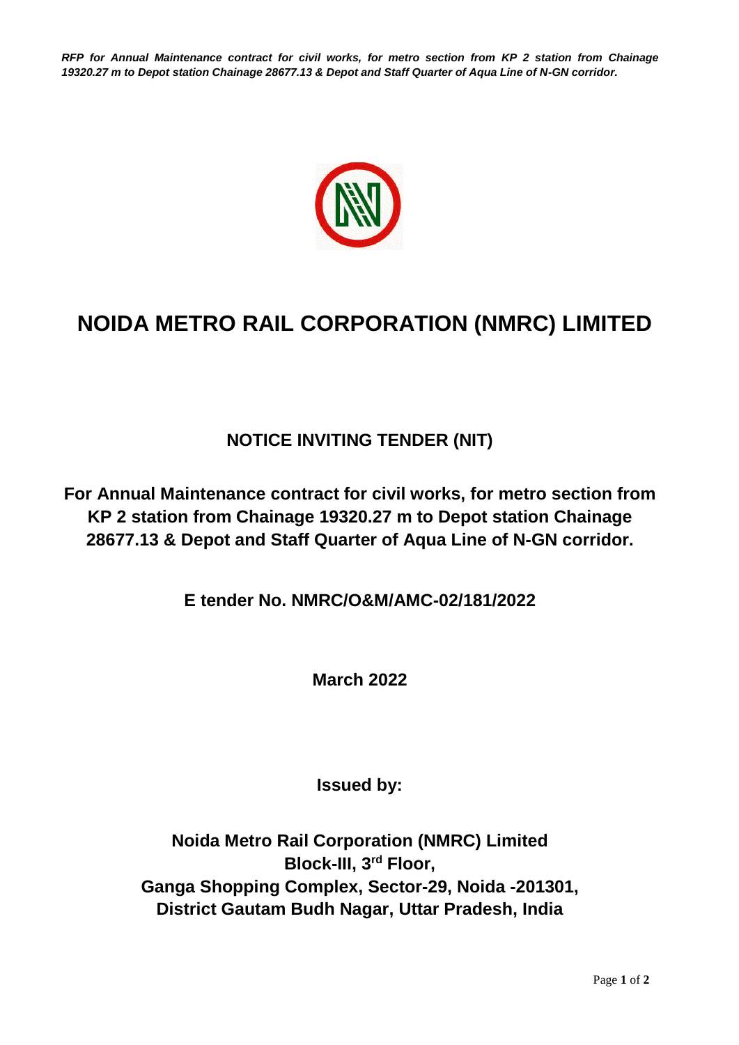# NOIDA METRO RAIL CORPORATION (NMRC) LIMITED

## NOTICE INVITING TENDER (NIT)

**For Annual Maintenance contract for civil works, for metro section from KP 2 station from Chainage 19320.27 m to Depot station Chainage 28677.13 & Depot and Staff Quarter of Aqua Line of N-GN corridor.**

**E tender No. NMRC/O&M/AMC-02/181/2022**

**March 2022**

**Issued by:**

**Noida Metro Rail Corporation (NMRC) Limited**
**Block-III, 3rd Floor,**
**Ganga Shopping Complex, Sector-29, Noida -201301,**
**District Gautam Budh Nagar, Uttar Pradesh, India**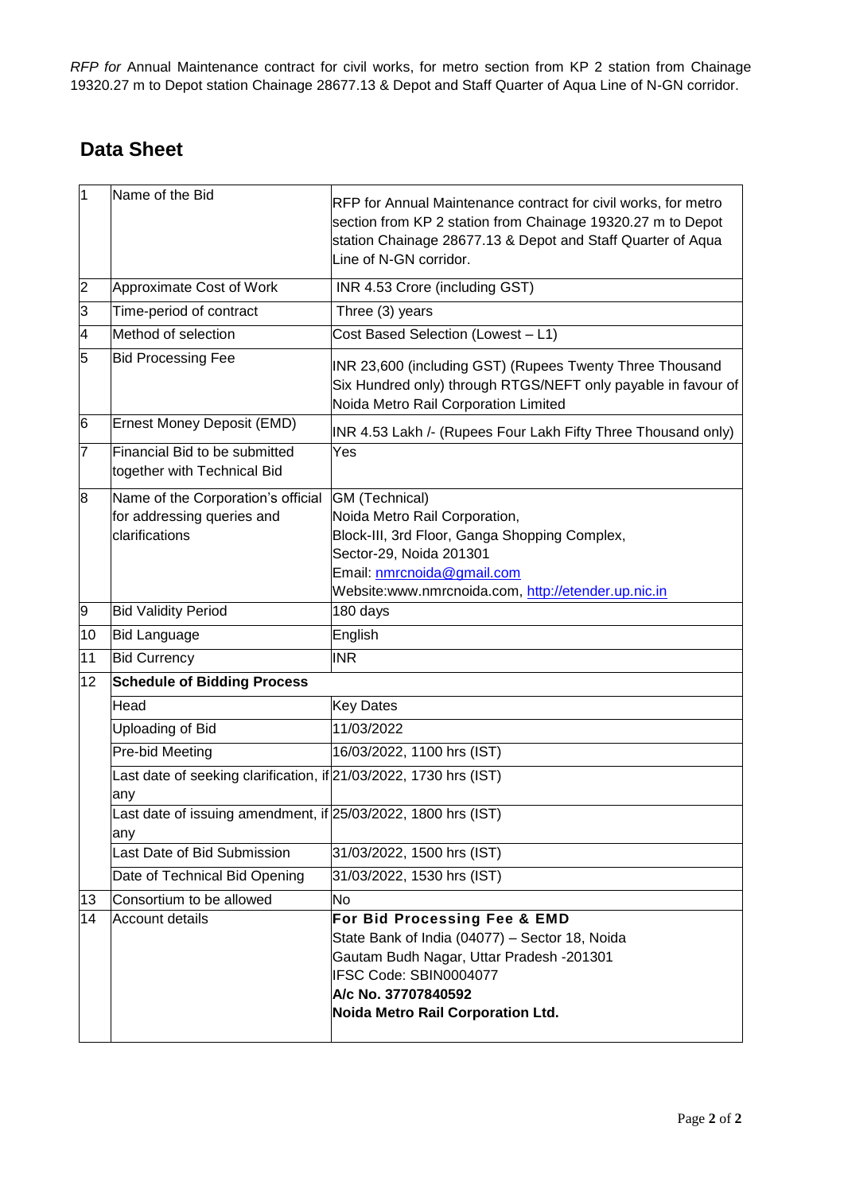*RFP for* Annual Maintenance contract for civil works, for metro section from KP 2 station from Chainage 19320.27 m to Depot station Chainage 28677.13 & Depot and Staff Quarter of Aqua Line of N-GN corridor.

## Data Sheet

| | | |
|---|---|---|
| 1 | Name of the Bid | RFP for Annual Maintenance contract for civil works, for metro section from KP 2 station from Chainage 19320.27 m to Depot station Chainage 28677.13 & Depot and Staff Quarter of Aqua Line of N-GN corridor. |
| 2 | Approximate Cost of Work | INR 4.53 Crore (including GST) |
| 3 | Time-period of contract | Three (3) years |
| 4 | Method of selection | Cost Based Selection (Lowest – L1) |
| 5 | Bid Processing Fee | INR 23,600 (including GST) (Rupees Twenty Three Thousand Six Hundred only) through RTGS/NEFT only payable in favour of Noida Metro Rail Corporation Limited |
| 6 | Ernest Money Deposit (EMD) | INR 4.53 Lakh /- (Rupees Four Lakh Fifty Three Thousand only) |
| 7 | Financial Bid to be submitted together with Technical Bid | Yes |
| 8 | Name of the Corporation's official for addressing queries and clarifications | GM (Technical)<br>Noida Metro Rail Corporation,<br>Block-III, 3rd Floor, Ganga Shopping Complex,<br>Sector-29, Noida 201301<br>Email: nmrcnoida@gmail.com<br>Website:www.nmrcnoida.com, http://etender.up.nic.in |
| 9 | Bid Validity Period | 180 days |
| 10 | Bid Language | English |
| 11 | Bid Currency | INR |
| 12 | **Schedule of Bidding Process** | |
| | Head | Key Dates |
| | Uploading of Bid | 11/03/2022 |
| | Pre-bid Meeting | 16/03/2022, 1100 hrs (IST) |
| | Last date of seeking clarification, if any | 21/03/2022, 1730 hrs (IST) |
| | Last date of issuing amendment, if any | 25/03/2022, 1800 hrs (IST) |
| | Last Date of Bid Submission | 31/03/2022, 1500 hrs (IST) |
| | Date of Technical Bid Opening | 31/03/2022, 1530 hrs (IST) |
| 13 | Consortium to be allowed | No |
| 14 | Account details | **For Bid Processing Fee & EMD**<br>State Bank of India (04077) – Sector 18, Noida<br>Gautam Budh Nagar, Uttar Pradesh -201301<br>IFSC Code: SBIN0004077<br>**A/c No. 37707840592**<br>**Noida Metro Rail Corporation Ltd.** |